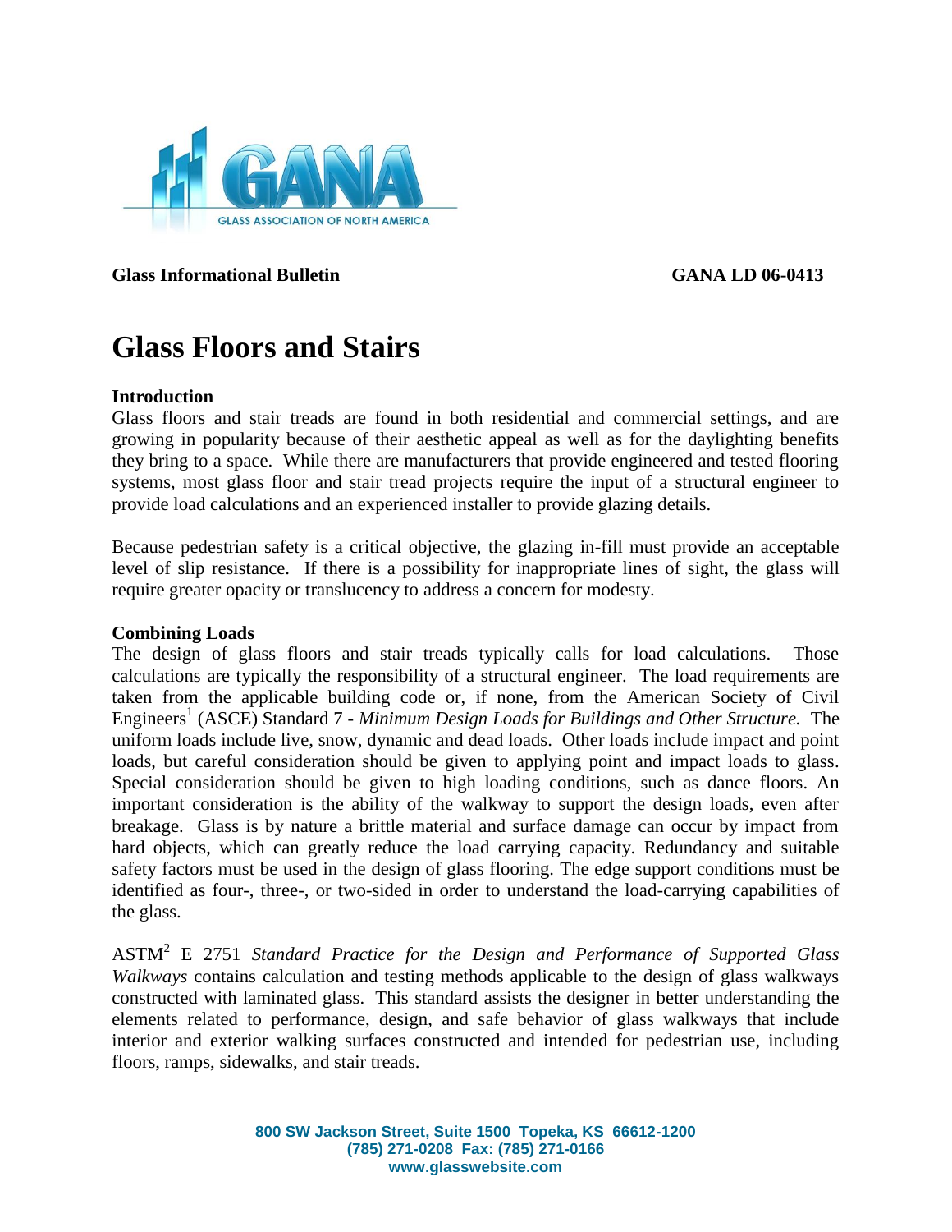**Glass Informational Bulletin** **GANA LD 06-0413**

# Glass Floors and Stairs

## Introduction

Glass floors and stair treads are found in both residential and commercial settings, and are growing in popularity because of their aesthetic appeal as well as for the daylighting benefits they bring to a space. While there are manufacturers that provide engineered and tested flooring systems, most glass floor and stair tread projects require the input of a structural engineer to provide load calculations and an experienced installer to provide glazing details.

Because pedestrian safety is a critical objective, the glazing in-fill must provide an acceptable level of slip resistance. If there is a possibility for inappropriate lines of sight, the glass will require greater opacity or translucency to address a concern for modesty.

## Combining Loads

The design of glass floors and stair treads typically calls for load calculations. Those calculations are typically the responsibility of a structural engineer. The load requirements are taken from the applicable building code or, if none, from the American Society of Civil Engineers[1] (ASCE) Standard 7 - *Minimum Design Loads for Buildings and Other Structure.* The uniform loads include live, snow, dynamic and dead loads. Other loads include impact and point loads, but careful consideration should be given to applying point and impact loads to glass. Special consideration should be given to high loading conditions, such as dance floors. An important consideration is the ability of the walkway to support the design loads, even after breakage. Glass is by nature a brittle material and surface damage can occur by impact from hard objects, which can greatly reduce the load carrying capacity. Redundancy and suitable safety factors must be used in the design of glass flooring. The edge support conditions must be identified as four-, three-, or two-sided in order to understand the load-carrying capabilities of the glass.

ASTM[2] E 2751 *Standard Practice for the Design and Performance of Supported Glass Walkways* contains calculation and testing methods applicable to the design of glass walkways constructed with laminated glass. This standard assists the designer in better understanding the elements related to performance, design, and safe behavior of glass walkways that include interior and exterior walking surfaces constructed and intended for pedestrian use, including floors, ramps, sidewalks, and stair treads.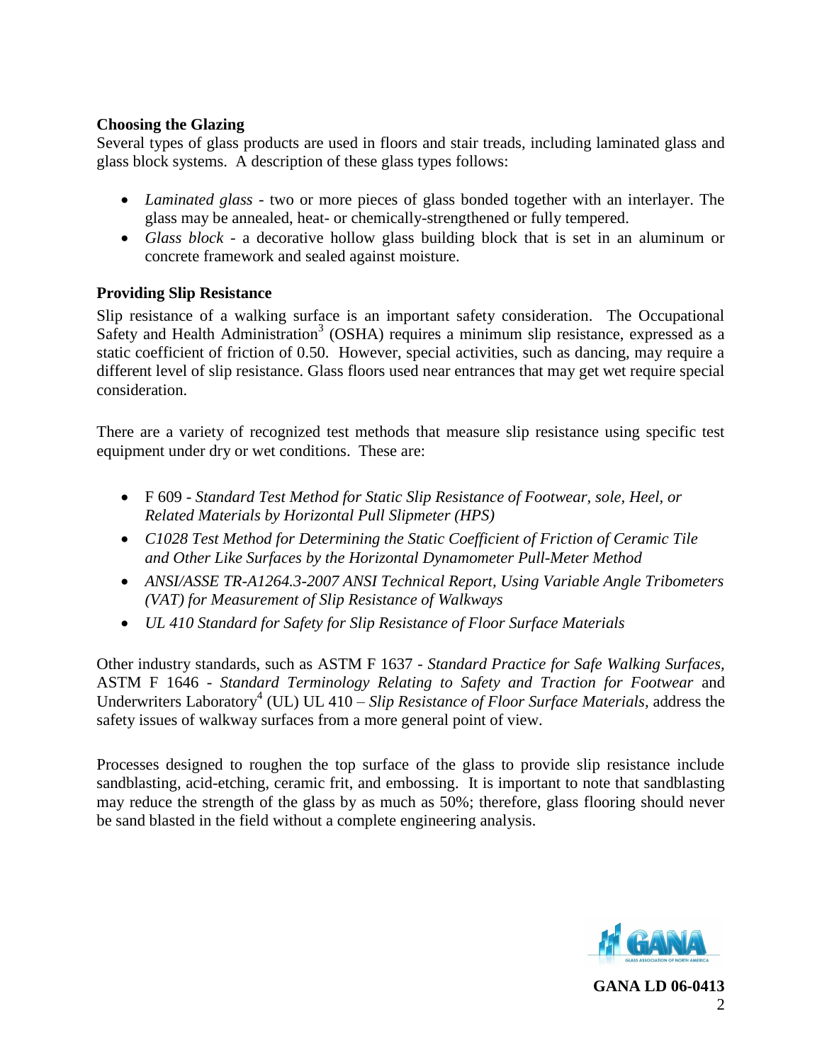**Choosing the Glazing**

Several types of glass products are used in floors and stair treads, including laminated glass and glass block systems. A description of these glass types follows:

- *Laminated glass* - two or more pieces of glass bonded together with an interlayer. The glass may be annealed, heat- or chemically-strengthened or fully tempered.
- *Glass block* - a decorative hollow glass building block that is set in an aluminum or concrete framework and sealed against moisture.

**Providing Slip Resistance**

Slip resistance of a walking surface is an important safety consideration. The Occupational Safety and Health Administration[3] (OSHA) requires a minimum slip resistance, expressed as a static coefficient of friction of 0.50. However, special activities, such as dancing, may require a different level of slip resistance. Glass floors used near entrances that may get wet require special consideration.

There are a variety of recognized test methods that measure slip resistance using specific test equipment under dry or wet conditions. These are:

- F 609 - *Standard Test Method for Static Slip Resistance of Footwear, sole, Heel, or Related Materials by Horizontal Pull Slipmeter (HPS)*
- *C1028 Test Method for Determining the Static Coefficient of Friction of Ceramic Tile and Other Like Surfaces by the Horizontal Dynamometer Pull-Meter Method*
- *ANSI/ASSE TR-A1264.3-2007 ANSI Technical Report, Using Variable Angle Tribometers (VAT) for Measurement of Slip Resistance of Walkways*
- *UL 410 Standard for Safety for Slip Resistance of Floor Surface Materials*

Other industry standards, such as ASTM F 1637 - *Standard Practice for Safe Walking Surfaces*, ASTM F 1646 - *Standard Terminology Relating to Safety and Traction for Footwear* and Underwriters Laboratory[4] (UL) UL 410 – *Slip Resistance of Floor Surface Materials*, address the safety issues of walkway surfaces from a more general point of view.

Processes designed to roughen the top surface of the glass to provide slip resistance include sandblasting, acid-etching, ceramic frit, and embossing. It is important to note that sandblasting may reduce the strength of the glass by as much as 50%; therefore, glass flooring should never be sand blasted in the field without a complete engineering analysis.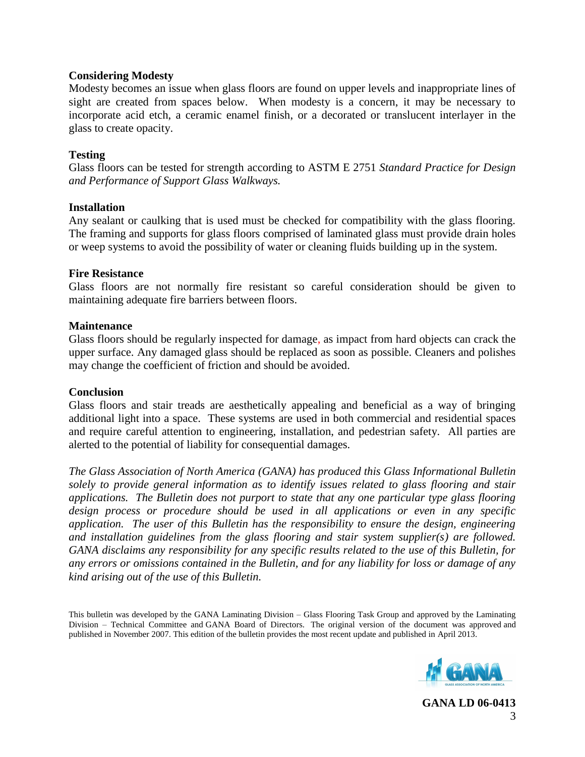**Considering Modesty**

Modesty becomes an issue when glass floors are found on upper levels and inappropriate lines of sight are created from spaces below. When modesty is a concern, it may be necessary to incorporate acid etch, a ceramic enamel finish, or a decorated or translucent interlayer in the glass to create opacity.

**Testing**

Glass floors can be tested for strength according to ASTM E 2751 *Standard Practice for Design and Performance of Support Glass Walkways.*

**Installation**

Any sealant or caulking that is used must be checked for compatibility with the glass flooring. The framing and supports for glass floors comprised of laminated glass must provide drain holes or weep systems to avoid the possibility of water or cleaning fluids building up in the system.

**Fire Resistance**

Glass floors are not normally fire resistant so careful consideration should be given to maintaining adequate fire barriers between floors.

**Maintenance**

Glass floors should be regularly inspected for damage, as impact from hard objects can crack the upper surface. Any damaged glass should be replaced as soon as possible. Cleaners and polishes may change the coefficient of friction and should be avoided.

**Conclusion**

Glass floors and stair treads are aesthetically appealing and beneficial as a way of bringing additional light into a space. These systems are used in both commercial and residential spaces and require careful attention to engineering, installation, and pedestrian safety. All parties are alerted to the potential of liability for consequential damages.

*The Glass Association of North America (GANA) has produced this Glass Informational Bulletin solely to provide general information as to identify issues related to glass flooring and stair applications. The Bulletin does not purport to state that any one particular type glass flooring design process or procedure should be used in all applications or even in any specific application. The user of this Bulletin has the responsibility to ensure the design, engineering and installation guidelines from the glass flooring and stair system supplier(s) are followed. GANA disclaims any responsibility for any specific results related to the use of this Bulletin, for any errors or omissions contained in the Bulletin, and for any liability for loss or damage of any kind arising out of the use of this Bulletin.*

This bulletin was developed by the GANA Laminating Division – Glass Flooring Task Group and approved by the Laminating Division – Technical Committee and GANA Board of Directors. The original version of the document was approved and published in November 2007. This edition of the bulletin provides the most recent update and published in April 2013.

**GANA LD 06-0413**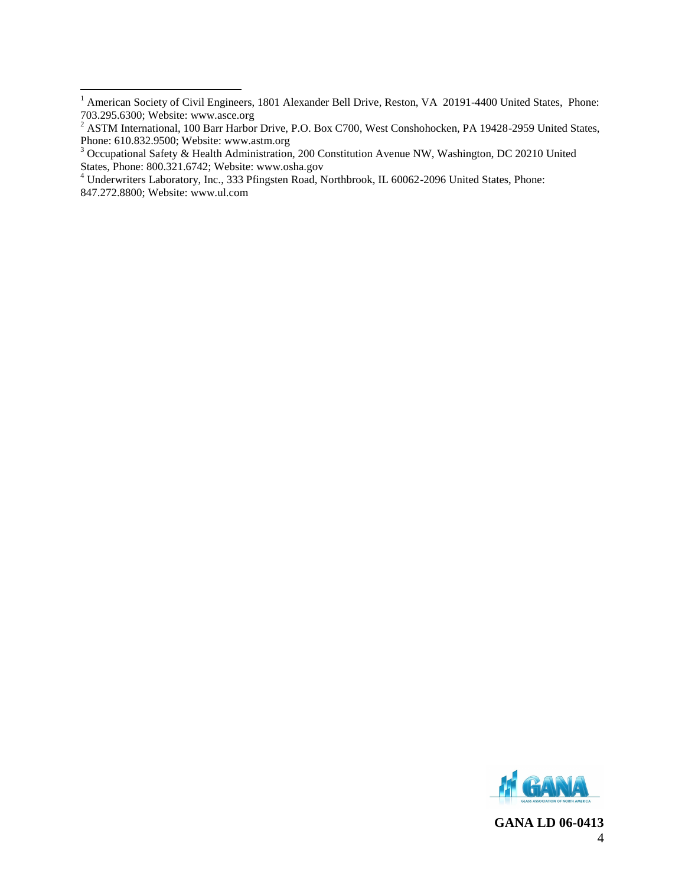[1] American Society of Civil Engineers, 1801 Alexander Bell Drive, Reston, VA 20191-4400 United States, Phone: 703.295.6300; Website: www.asce.org

[2] ASTM International, 100 Barr Harbor Drive, P.O. Box C700, West Conshohocken, PA 19428-2959 United States, Phone: 610.832.9500; Website: www.astm.org

[3] Occupational Safety & Health Administration, 200 Constitution Avenue NW, Washington, DC 20210 United States, Phone: 800.321.6742; Website: www.osha.gov

[4] Underwriters Laboratory, Inc., 333 Pfingsten Road, Northbrook, IL 60062-2096 United States, Phone: 847.272.8800; Website: www.ul.com